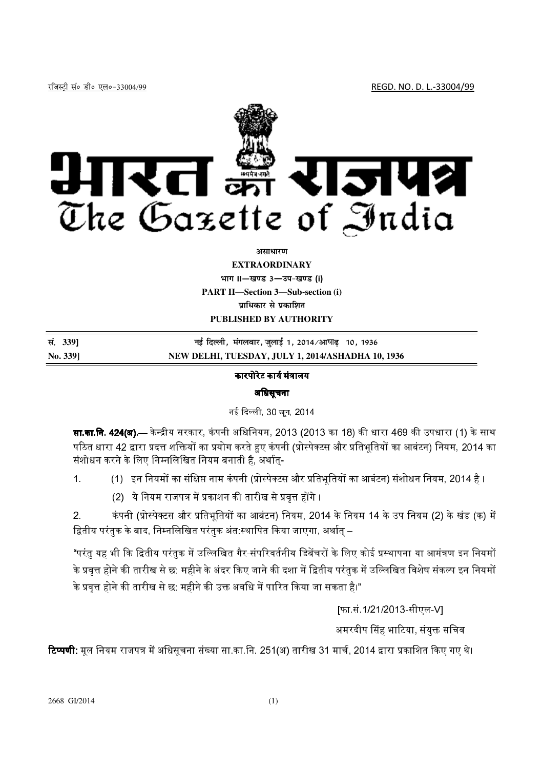रजिस्ट्री सं० डी० एल०-33004/99 REGD. NO. D. L.-33004/99

# भारत का राजपत्र
# The Gazette of India

**असाधारण**

**EXTRAORDINARY**

**भाग II—खण्ड 3—उप-खण्ड (i)**

**PART II—Section 3—Sub-section (i)**

**प्राधिकार से प्रकाशित**

**PUBLISHED BY AUTHORITY**

| सं. 339] | नई दिल्ली, मंगलवार, जुलाई 1, 2014/आषाढ़ 10, 1936 |
|---|---|
| No. 339] | NEW DELHI, TUESDAY, JULY 1, 2014/ASHADHA 10, 1936 |

## कारपोरेट कार्य मंत्रालय

## अधिसूचना

नई दिल्ली, 30 जून, 2014

**सा.का.नि. 424(अ).—** केन्द्रीय सरकार, कंपनी अधिनियम, 2013 (2013 का 18) की धारा 469 की उपधारा (1) के साथ पठित धारा 42 द्वारा प्रदत्त शक्तियों का प्रयोग करते हुए कंपनी (प्रोस्पेक्टस और प्रतिभूतियों का आबंटन) नियम, 2014 का संशोधन करने के लिए निम्नलिखित नियम बनाती है, अर्थात्-

1. (1) इन नियमों का संक्षिप्त नाम कंपनी (प्रोस्पेक्टस और प्रतिभूतियों का आबंटन) संशोधन नियम, 2014 है।

   (2) ये नियम राजपत्र में प्रकाशन की तारीख से प्रवृत्त होंगे।

2. कंपनी (प्रोस्पेक्टस और प्रतिभूतियों का आबंटन) नियम, 2014 के नियम 14 के उप नियम (2) के खंड (क) में द्वितीय परंतुक के बाद, निम्नलिखित परंतुक अंत:स्थापित किया जाएगा, अर्थात् –

"परंतु यह भी कि द्वितीय परंतुक में उल्लिखित गैर-संपरिवर्तनीय डिबेंचरों के लिए कोई प्रस्थापना या आमंत्रण इन नियमों के प्रवृत्त होने की तारीख से छ: महीने के अंदर किए जाने की दशा में द्वितीय परंतुक में उल्लिखित विशेष संकल्प इन नियमों के प्रवृत्त होने की तारीख से छ: महीने की उक्त अवधि में पारित किया जा सकता है।"

[फा.सं.1/21/2013-सीएल-V]

अमरदीप सिंह भाटिया, संयुक्त सचिव

**टिप्पणी:** मूल नियम राजपत्र में अधिसूचना संख्या सा.का.नि. 251(अ) तारीख 31 मार्च, 2014 द्वारा प्रकाशित किए गए थे।

2668 GI/2014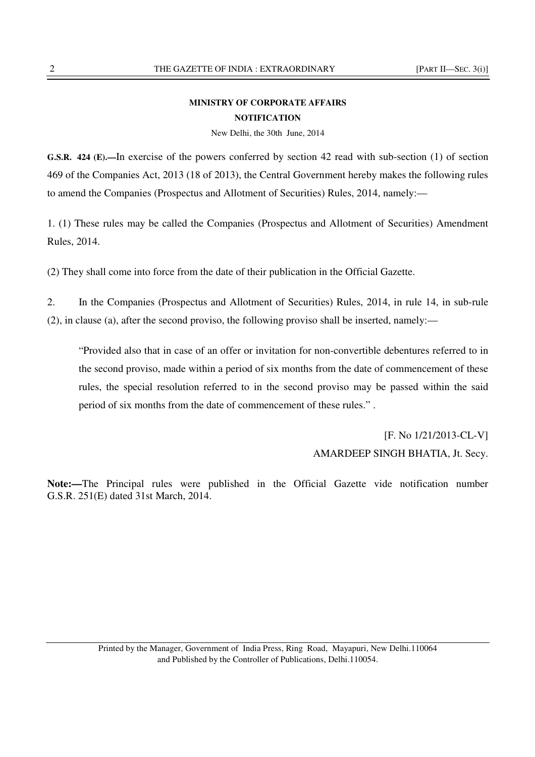## MINISTRY OF CORPORATE AFFAIRS

### NOTIFICATION

New Delhi, the 30th June, 2014

**G.S.R. 424 (E).—**In exercise of the powers conferred by section 42 read with sub-section (1) of section 469 of the Companies Act, 2013 (18 of 2013), the Central Government hereby makes the following rules to amend the Companies (Prospectus and Allotment of Securities) Rules, 2014, namely:—

1. (1) These rules may be called the Companies (Prospectus and Allotment of Securities) Amendment Rules, 2014.

(2) They shall come into force from the date of their publication in the Official Gazette.

2. In the Companies (Prospectus and Allotment of Securities) Rules, 2014, in rule 14, in sub-rule (2), in clause (a), after the second proviso, the following proviso shall be inserted, namely:—

> "Provided also that in case of an offer or invitation for non-convertible debentures referred to in the second proviso, made within a period of six months from the date of commencement of these rules, the special resolution referred to in the second proviso may be passed within the said period of six months from the date of commencement of these rules." .

[F. No 1/21/2013-CL-V]

AMARDEEP SINGH BHATIA, Jt. Secy.

**Note:—**The Principal rules were published in the Official Gazette vide notification number G.S.R. 251(E) dated 31st March, 2014.

Printed by the Manager, Government of India Press, Ring Road, Mayapuri, New Delhi.110064 and Published by the Controller of Publications, Delhi.110054.